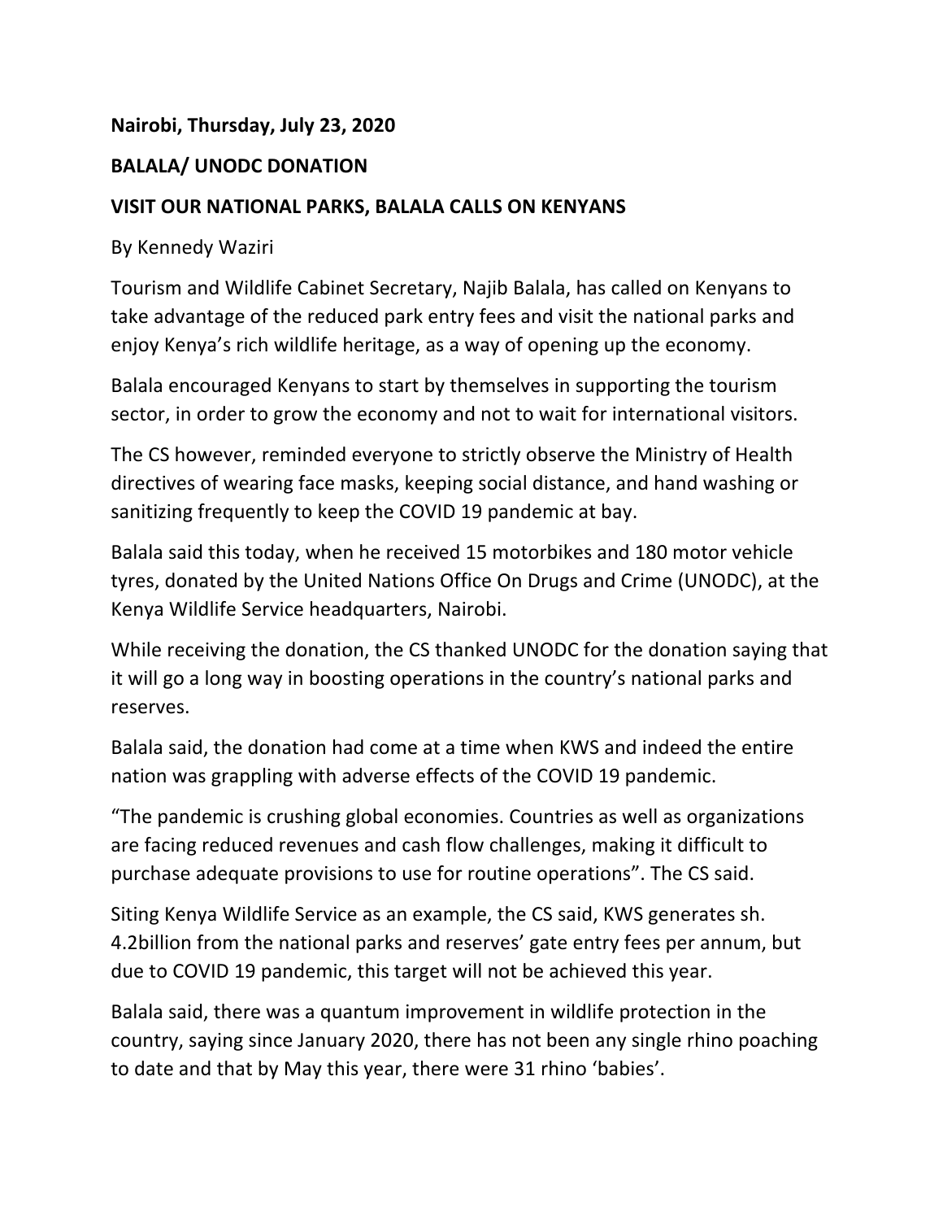**Nairobi, Thursday, July 23, 2020**

**BALALA/ UNODC DONATION**

**VISIT OUR NATIONAL PARKS, BALALA CALLS ON KENYANS**

By Kennedy Waziri

Tourism and Wildlife Cabinet Secretary, Najib Balala, has called on Kenyans to take advantage of the reduced park entry fees and visit the national parks and enjoy Kenya's rich wildlife heritage, as a way of opening up the economy.

Balala encouraged Kenyans to start by themselves in supporting the tourism sector, in order to grow the economy and not to wait for international visitors.

The CS however, reminded everyone to strictly observe the Ministry of Health directives of wearing face masks, keeping social distance, and hand washing or sanitizing frequently to keep the COVID 19 pandemic at bay.

Balala said this today, when he received 15 motorbikes and 180 motor vehicle tyres, donated by the United Nations Office On Drugs and Crime (UNODC), at the Kenya Wildlife Service headquarters, Nairobi.

While receiving the donation, the CS thanked UNODC for the donation saying that it will go a long way in boosting operations in the country's national parks and reserves.

Balala said, the donation had come at a time when KWS and indeed the entire nation was grappling with adverse effects of the COVID 19 pandemic.

"The pandemic is crushing global economies. Countries as well as organizations are facing reduced revenues and cash flow challenges, making it difficult to purchase adequate provisions to use for routine operations". The CS said.

Siting Kenya Wildlife Service as an example, the CS said, KWS generates sh. 4.2billion from the national parks and reserves' gate entry fees per annum, but due to COVID 19 pandemic, this target will not be achieved this year.

Balala said, there was a quantum improvement in wildlife protection in the country, saying since January 2020, there has not been any single rhino poaching to date and that by May this year, there were 31 rhino 'babies'.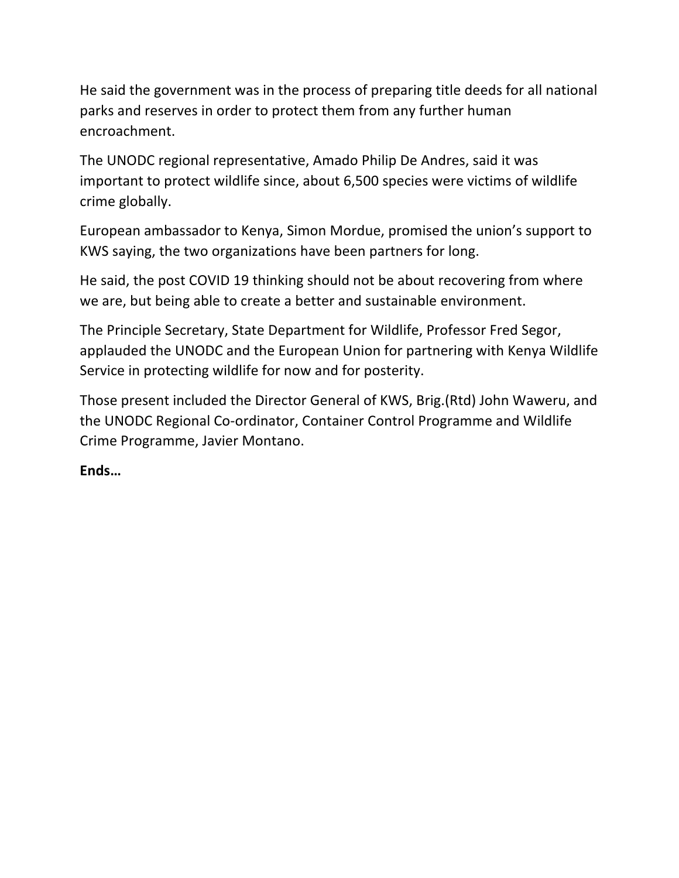He said the government was in the process of preparing title deeds for all national parks and reserves in order to protect them from any further human encroachment.

The UNODC regional representative, Amado Philip De Andres, said it was important to protect wildlife since, about 6,500 species were victims of wildlife crime globally.

European ambassador to Kenya, Simon Mordue, promised the union's support to KWS saying, the two organizations have been partners for long.

He said, the post COVID 19 thinking should not be about recovering from where we are, but being able to create a better and sustainable environment.

The Principle Secretary, State Department for Wildlife, Professor Fred Segor, applauded the UNODC and the European Union for partnering with Kenya Wildlife Service in protecting wildlife for now and for posterity.

Those present included the Director General of KWS, Brig.(Rtd) John Waweru, and the UNODC Regional Co-ordinator, Container Control Programme and Wildlife Crime Programme, Javier Montano.

**Ends…**